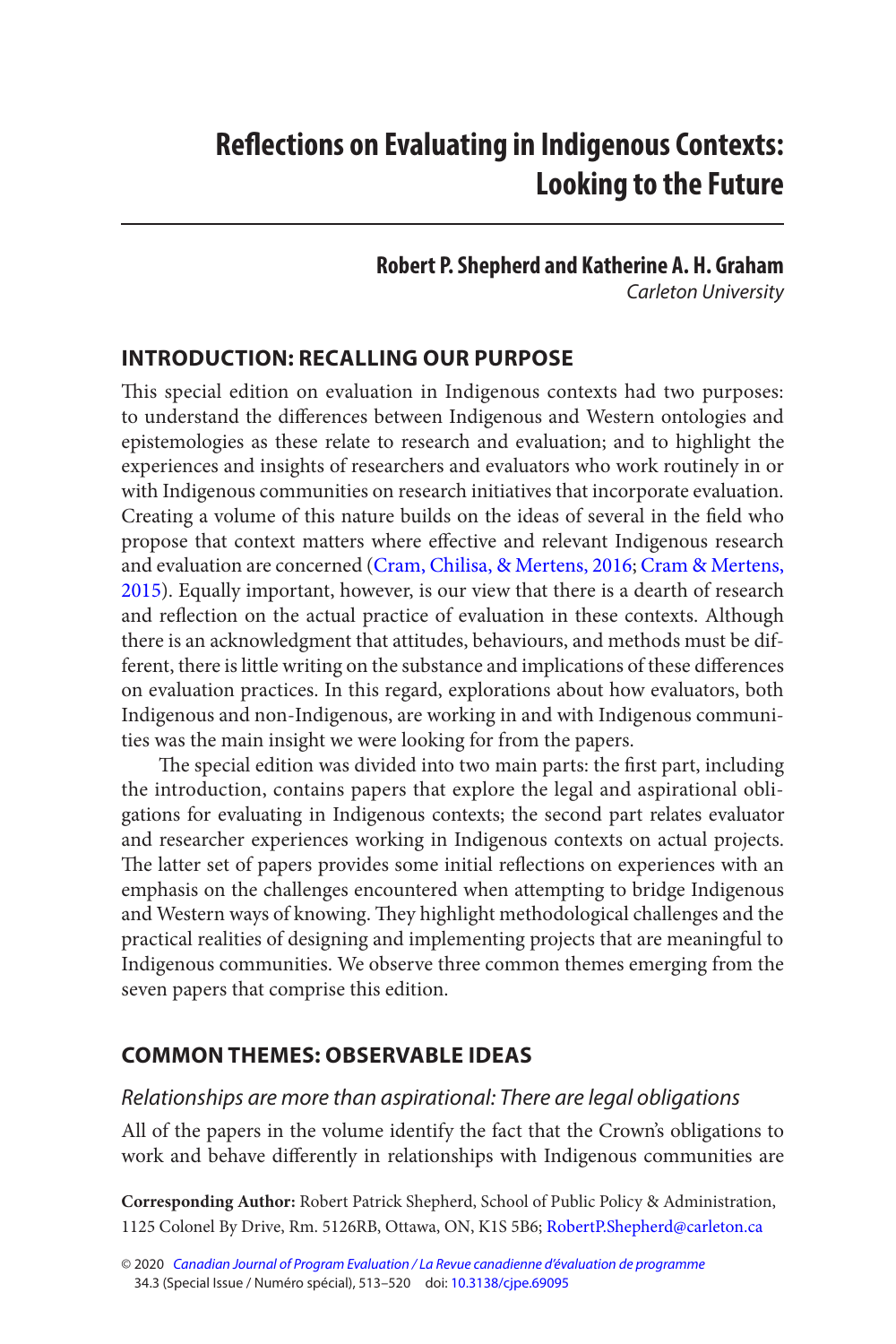# Reflections on Evaluating in Indigenous Contexts: Looking to the Future

**Robert P. Shepherd and Katherine A. H. Graham**
*Carleton University*

## INTRODUCTION: RECALLING OUR PURPOSE

This special edition on evaluation in Indigenous contexts had two purposes: to understand the differences between Indigenous and Western ontologies and epistemologies as these relate to research and evaluation; and to highlight the experiences and insights of researchers and evaluators who work routinely in or with Indigenous communities on research initiatives that incorporate evaluation. Creating a volume of this nature builds on the ideas of several in the field who propose that context matters where effective and relevant Indigenous research and evaluation are concerned (Cram, Chilisa, & Mertens, 2016; Cram & Mertens, 2015). Equally important, however, is our view that there is a dearth of research and reflection on the actual practice of evaluation in these contexts. Although there is an acknowledgment that attitudes, behaviours, and methods must be different, there is little writing on the substance and implications of these differences on evaluation practices. In this regard, explorations about how evaluators, both Indigenous and non-Indigenous, are working in and with Indigenous communities was the main insight we were looking for from the papers.

The special edition was divided into two main parts: the first part, including the introduction, contains papers that explore the legal and aspirational obligations for evaluating in Indigenous contexts; the second part relates evaluator and researcher experiences working in Indigenous contexts on actual projects. The latter set of papers provides some initial reflections on experiences with an emphasis on the challenges encountered when attempting to bridge Indigenous and Western ways of knowing. They highlight methodological challenges and the practical realities of designing and implementing projects that are meaningful to Indigenous communities. We observe three common themes emerging from the seven papers that comprise this edition.

## COMMON THEMES: OBSERVABLE IDEAS

### *Relationships are more than aspirational: There are legal obligations*

All of the papers in the volume identify the fact that the Crown's obligations to work and behave differently in relationships with Indigenous communities are

**Corresponding Author:** Robert Patrick Shepherd, School of Public Policy & Administration, 1125 Colonel By Drive, Rm. 5126RB, Ottawa, ON, K1S 5B6; RobertP.Shepherd@carleton.ca

© 2020 *Canadian Journal of Program Evaluation / La Revue canadienne d'évaluation de programme* 34.3 (Special Issue / Numéro spécial), 513–520 doi: 10.3138/cjpe.69095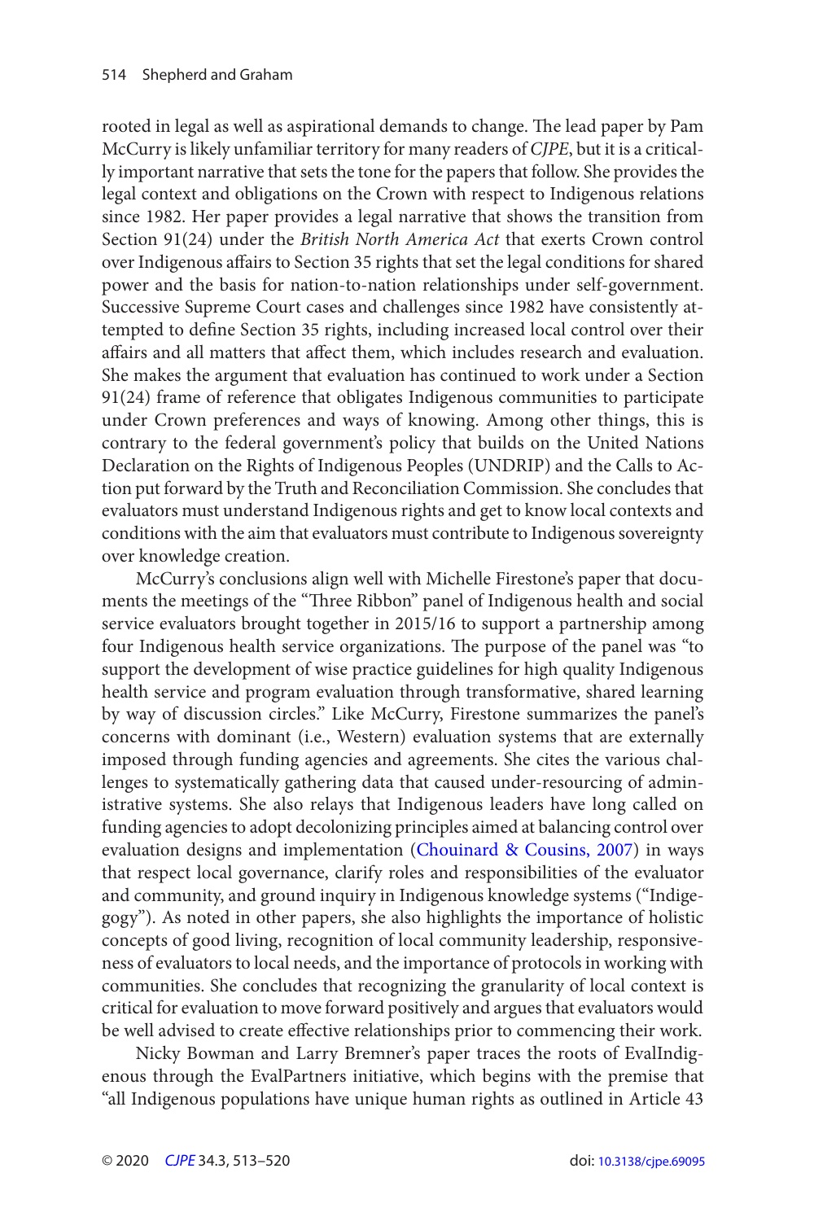rooted in legal as well as aspirational demands to change. The lead paper by Pam McCurry is likely unfamiliar territory for many readers of *CJPE*, but it is a critically important narrative that sets the tone for the papers that follow. She provides the legal context and obligations on the Crown with respect to Indigenous relations since 1982. Her paper provides a legal narrative that shows the transition from Section 91(24) under the *British North America Act* that exerts Crown control over Indigenous affairs to Section 35 rights that set the legal conditions for shared power and the basis for nation-to-nation relationships under self-government. Successive Supreme Court cases and challenges since 1982 have consistently attempted to define Section 35 rights, including increased local control over their affairs and all matters that affect them, which includes research and evaluation. She makes the argument that evaluation has continued to work under a Section 91(24) frame of reference that obligates Indigenous communities to participate under Crown preferences and ways of knowing. Among other things, this is contrary to the federal government's policy that builds on the United Nations Declaration on the Rights of Indigenous Peoples (UNDRIP) and the Calls to Action put forward by the Truth and Reconciliation Commission. She concludes that evaluators must understand Indigenous rights and get to know local contexts and conditions with the aim that evaluators must contribute to Indigenous sovereignty over knowledge creation.

McCurry's conclusions align well with Michelle Firestone's paper that documents the meetings of the "Three Ribbon" panel of Indigenous health and social service evaluators brought together in 2015/16 to support a partnership among four Indigenous health service organizations. The purpose of the panel was "to support the development of wise practice guidelines for high quality Indigenous health service and program evaluation through transformative, shared learning by way of discussion circles." Like McCurry, Firestone summarizes the panel's concerns with dominant (i.e., Western) evaluation systems that are externally imposed through funding agencies and agreements. She cites the various challenges to systematically gathering data that caused under-resourcing of administrative systems. She also relays that Indigenous leaders have long called on funding agencies to adopt decolonizing principles aimed at balancing control over evaluation designs and implementation (Chouinard & Cousins, 2007) in ways that respect local governance, clarify roles and responsibilities of the evaluator and community, and ground inquiry in Indigenous knowledge systems ("Indigegogy"). As noted in other papers, she also highlights the importance of holistic concepts of good living, recognition of local community leadership, responsiveness of evaluators to local needs, and the importance of protocols in working with communities. She concludes that recognizing the granularity of local context is critical for evaluation to move forward positively and argues that evaluators would be well advised to create effective relationships prior to commencing their work.

Nicky Bowman and Larry Bremner's paper traces the roots of EvalIndigenous through the EvalPartners initiative, which begins with the premise that "all Indigenous populations have unique human rights as outlined in Article 43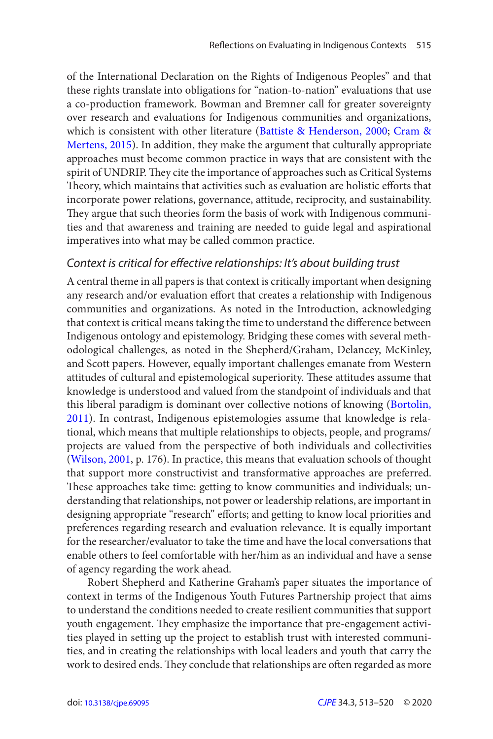of the International Declaration on the Rights of Indigenous Peoples" and that these rights translate into obligations for "nation-to-nation" evaluations that use a co-production framework. Bowman and Bremner call for greater sovereignty over research and evaluations for Indigenous communities and organizations, which is consistent with other literature (Battiste & Henderson, 2000; Cram & Mertens, 2015). In addition, they make the argument that culturally appropriate approaches must become common practice in ways that are consistent with the spirit of UNDRIP. They cite the importance of approaches such as Critical Systems Theory, which maintains that activities such as evaluation are holistic efforts that incorporate power relations, governance, attitude, reciprocity, and sustainability. They argue that such theories form the basis of work with Indigenous communities and that awareness and training are needed to guide legal and aspirational imperatives into what may be called common practice.

### *Context is critical for effective relationships: It's about building trust*

A central theme in all papers is that context is critically important when designing any research and/or evaluation effort that creates a relationship with Indigenous communities and organizations. As noted in the Introduction, acknowledging that context is critical means taking the time to understand the difference between Indigenous ontology and epistemology. Bridging these comes with several methodological challenges, as noted in the Shepherd/Graham, Delancey, McKinley, and Scott papers. However, equally important challenges emanate from Western attitudes of cultural and epistemological superiority. These attitudes assume that knowledge is understood and valued from the standpoint of individuals and that this liberal paradigm is dominant over collective notions of knowing (Bortolin, 2011). In contrast, Indigenous epistemologies assume that knowledge is relational, which means that multiple relationships to objects, people, and programs/projects are valued from the perspective of both individuals and collectivities (Wilson, 2001, p. 176). In practice, this means that evaluation schools of thought that support more constructivist and transformative approaches are preferred. These approaches take time: getting to know communities and individuals; understanding that relationships, not power or leadership relations, are important in designing appropriate "research" efforts; and getting to know local priorities and preferences regarding research and evaluation relevance. It is equally important for the researcher/evaluator to take the time and have the local conversations that enable others to feel comfortable with her/him as an individual and have a sense of agency regarding the work ahead.

Robert Shepherd and Katherine Graham's paper situates the importance of context in terms of the Indigenous Youth Futures Partnership project that aims to understand the conditions needed to create resilient communities that support youth engagement. They emphasize the importance that pre-engagement activities played in setting up the project to establish trust with interested communities, and in creating the relationships with local leaders and youth that carry the work to desired ends. They conclude that relationships are often regarded as more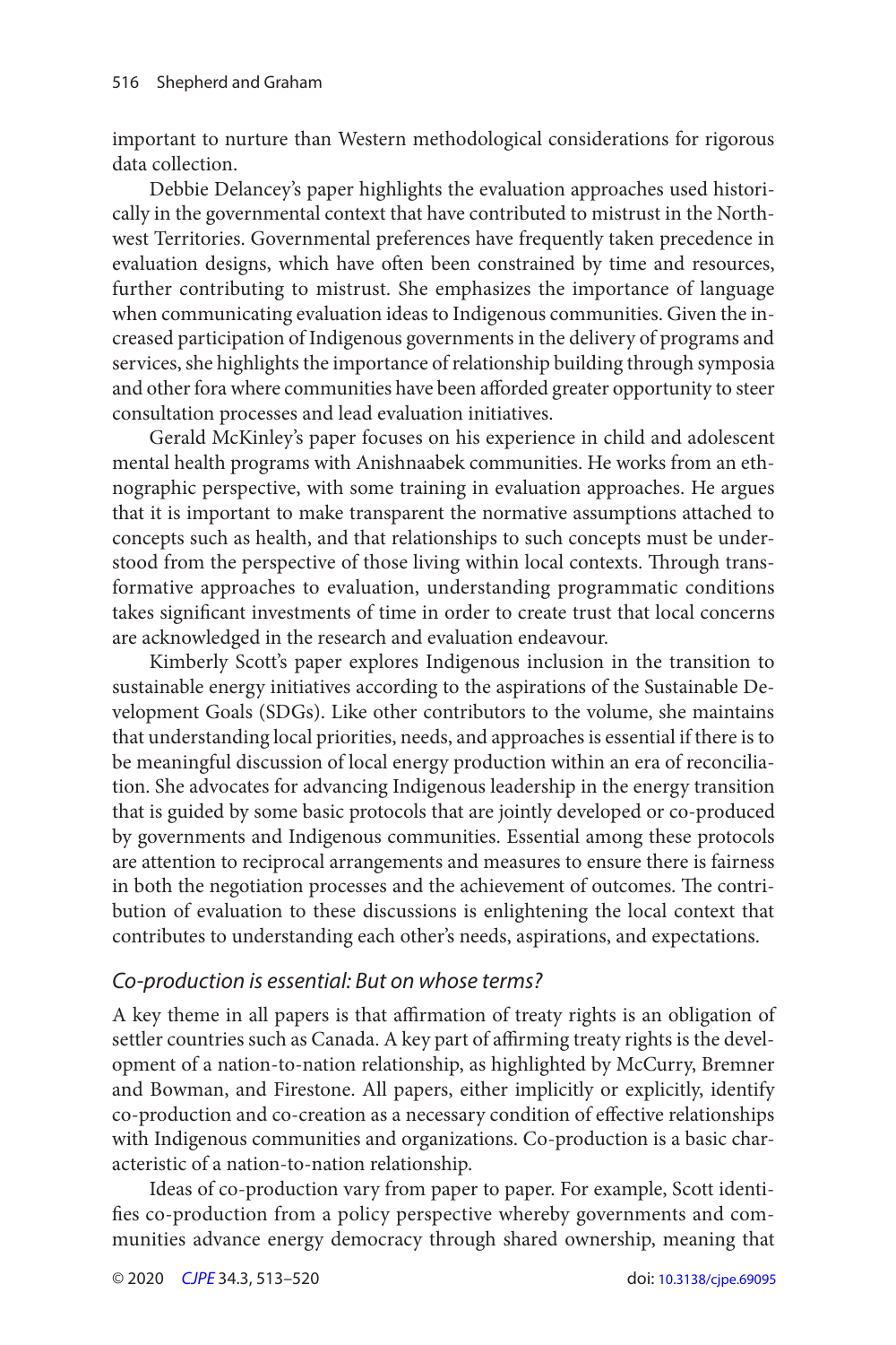important to nurture than Western methodological considerations for rigorous data collection.

Debbie Delancey's paper highlights the evaluation approaches used historically in the governmental context that have contributed to mistrust in the Northwest Territories. Governmental preferences have frequently taken precedence in evaluation designs, which have often been constrained by time and resources, further contributing to mistrust. She emphasizes the importance of language when communicating evaluation ideas to Indigenous communities. Given the increased participation of Indigenous governments in the delivery of programs and services, she highlights the importance of relationship building through symposia and other fora where communities have been afforded greater opportunity to steer consultation processes and lead evaluation initiatives.

Gerald McKinley's paper focuses on his experience in child and adolescent mental health programs with Anishnaabek communities. He works from an ethnographic perspective, with some training in evaluation approaches. He argues that it is important to make transparent the normative assumptions attached to concepts such as health, and that relationships to such concepts must be understood from the perspective of those living within local contexts. Through transformative approaches to evaluation, understanding programmatic conditions takes significant investments of time in order to create trust that local concerns are acknowledged in the research and evaluation endeavour.

Kimberly Scott's paper explores Indigenous inclusion in the transition to sustainable energy initiatives according to the aspirations of the Sustainable Development Goals (SDGs). Like other contributors to the volume, she maintains that understanding local priorities, needs, and approaches is essential if there is to be meaningful discussion of local energy production within an era of reconciliation. She advocates for advancing Indigenous leadership in the energy transition that is guided by some basic protocols that are jointly developed or co-produced by governments and Indigenous communities. Essential among these protocols are attention to reciprocal arrangements and measures to ensure there is fairness in both the negotiation processes and the achievement of outcomes. The contribution of evaluation to these discussions is enlightening the local context that contributes to understanding each other's needs, aspirations, and expectations.

## *Co-production is essential: But on whose terms?*

A key theme in all papers is that affirmation of treaty rights is an obligation of settler countries such as Canada. A key part of affirming treaty rights is the development of a nation-to-nation relationship, as highlighted by McCurry, Bremner and Bowman, and Firestone. All papers, either implicitly or explicitly, identify co-production and co-creation as a necessary condition of effective relationships with Indigenous communities and organizations. Co-production is a basic characteristic of a nation-to-nation relationship.

Ideas of co-production vary from paper to paper. For example, Scott identifies co-production from a policy perspective whereby governments and communities advance energy democracy through shared ownership, meaning that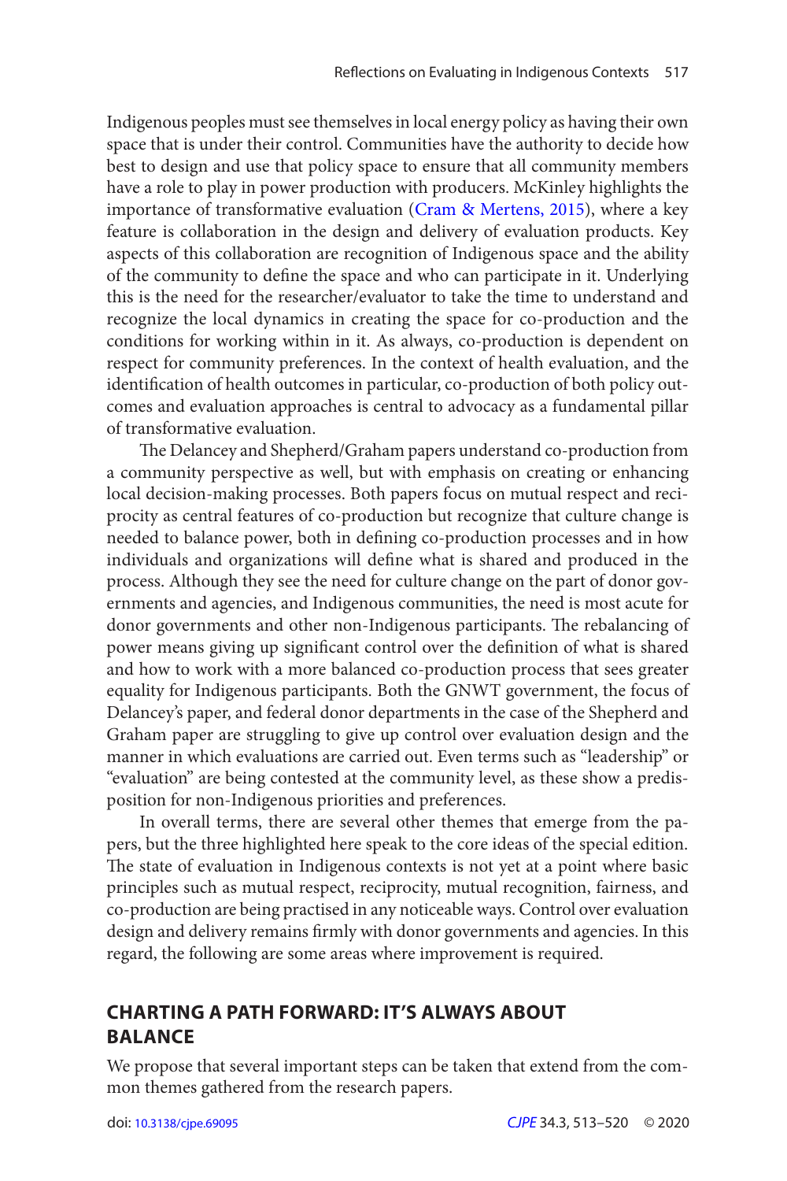Indigenous peoples must see themselves in local energy policy as having their own space that is under their control. Communities have the authority to decide how best to design and use that policy space to ensure that all community members have a role to play in power production with producers. McKinley highlights the importance of transformative evaluation (Cram & Mertens, 2015), where a key feature is collaboration in the design and delivery of evaluation products. Key aspects of this collaboration are recognition of Indigenous space and the ability of the community to define the space and who can participate in it. Underlying this is the need for the researcher/evaluator to take the time to understand and recognize the local dynamics in creating the space for co-production and the conditions for working within in it. As always, co-production is dependent on respect for community preferences. In the context of health evaluation, and the identification of health outcomes in particular, co-production of both policy outcomes and evaluation approaches is central to advocacy as a fundamental pillar of transformative evaluation.

The Delancey and Shepherd/Graham papers understand co-production from a community perspective as well, but with emphasis on creating or enhancing local decision-making processes. Both papers focus on mutual respect and reciprocity as central features of co-production but recognize that culture change is needed to balance power, both in defining co-production processes and in how individuals and organizations will define what is shared and produced in the process. Although they see the need for culture change on the part of donor governments and agencies, and Indigenous communities, the need is most acute for donor governments and other non-Indigenous participants. The rebalancing of power means giving up significant control over the definition of what is shared and how to work with a more balanced co-production process that sees greater equality for Indigenous participants. Both the GNWT government, the focus of Delancey's paper, and federal donor departments in the case of the Shepherd and Graham paper are struggling to give up control over evaluation design and the manner in which evaluations are carried out. Even terms such as "leadership" or "evaluation" are being contested at the community level, as these show a predisposition for non-Indigenous priorities and preferences.

In overall terms, there are several other themes that emerge from the papers, but the three highlighted here speak to the core ideas of the special edition. The state of evaluation in Indigenous contexts is not yet at a point where basic principles such as mutual respect, reciprocity, mutual recognition, fairness, and co-production are being practised in any noticeable ways. Control over evaluation design and delivery remains firmly with donor governments and agencies. In this regard, the following are some areas where improvement is required.

## CHARTING A PATH FORWARD: IT'S ALWAYS ABOUT BALANCE

We propose that several important steps can be taken that extend from the common themes gathered from the research papers.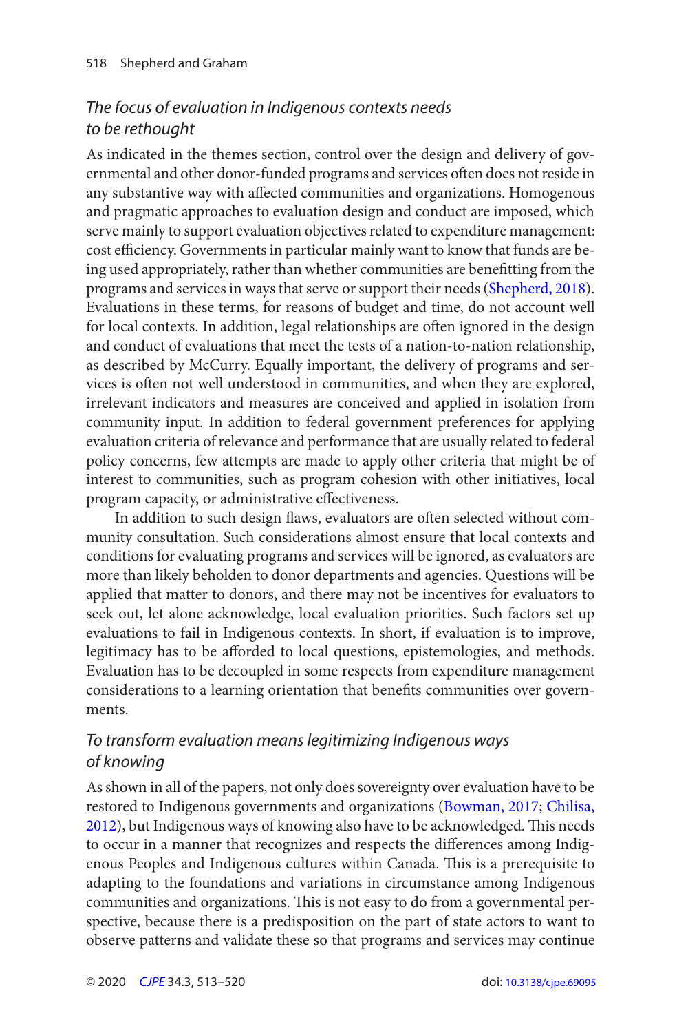### *The focus of evaluation in Indigenous contexts needs to be rethought*

As indicated in the themes section, control over the design and delivery of governmental and other donor-funded programs and services often does not reside in any substantive way with affected communities and organizations. Homogenous and pragmatic approaches to evaluation design and conduct are imposed, which serve mainly to support evaluation objectives related to expenditure management: cost efficiency. Governments in particular mainly want to know that funds are being used appropriately, rather than whether communities are benefitting from the programs and services in ways that serve or support their needs (Shepherd, 2018). Evaluations in these terms, for reasons of budget and time, do not account well for local contexts. In addition, legal relationships are often ignored in the design and conduct of evaluations that meet the tests of a nation-to-nation relationship, as described by McCurry. Equally important, the delivery of programs and services is often not well understood in communities, and when they are explored, irrelevant indicators and measures are conceived and applied in isolation from community input. In addition to federal government preferences for applying evaluation criteria of relevance and performance that are usually related to federal policy concerns, few attempts are made to apply other criteria that might be of interest to communities, such as program cohesion with other initiatives, local program capacity, or administrative effectiveness.

In addition to such design flaws, evaluators are often selected without community consultation. Such considerations almost ensure that local contexts and conditions for evaluating programs and services will be ignored, as evaluators are more than likely beholden to donor departments and agencies. Questions will be applied that matter to donors, and there may not be incentives for evaluators to seek out, let alone acknowledge, local evaluation priorities. Such factors set up evaluations to fail in Indigenous contexts. In short, if evaluation is to improve, legitimacy has to be afforded to local questions, epistemologies, and methods. Evaluation has to be decoupled in some respects from expenditure management considerations to a learning orientation that benefits communities over governments.

### *To transform evaluation means legitimizing Indigenous ways of knowing*

As shown in all of the papers, not only does sovereignty over evaluation have to be restored to Indigenous governments and organizations (Bowman, 2017; Chilisa, 2012), but Indigenous ways of knowing also have to be acknowledged. This needs to occur in a manner that recognizes and respects the differences among Indigenous Peoples and Indigenous cultures within Canada. This is a prerequisite to adapting to the foundations and variations in circumstance among Indigenous communities and organizations. This is not easy to do from a governmental perspective, because there is a predisposition on the part of state actors to want to observe patterns and validate these so that programs and services may continue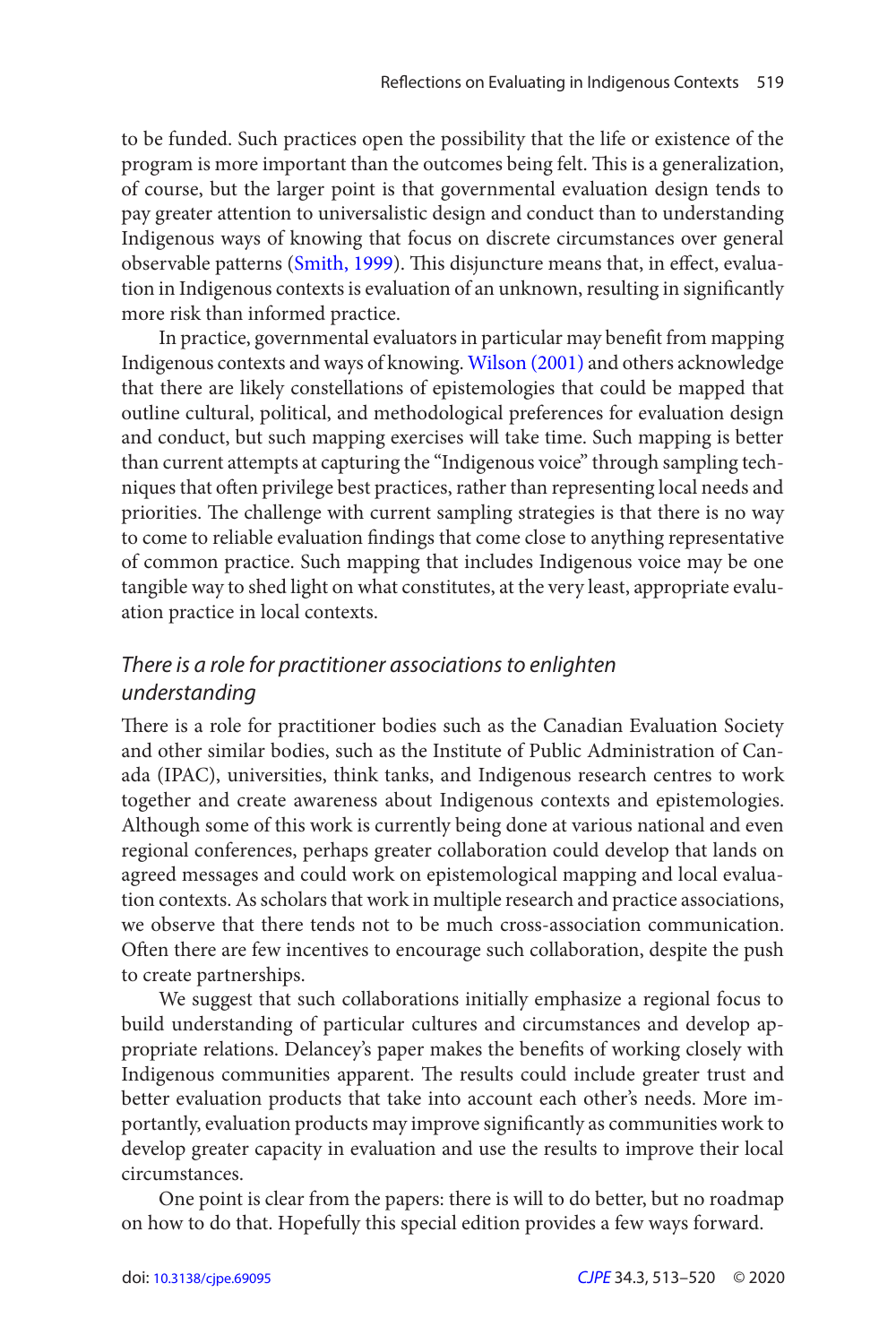to be funded. Such practices open the possibility that the life or existence of the program is more important than the outcomes being felt. This is a generalization, of course, but the larger point is that governmental evaluation design tends to pay greater attention to universalistic design and conduct than to understanding Indigenous ways of knowing that focus on discrete circumstances over general observable patterns (Smith, 1999). This disjuncture means that, in effect, evaluation in Indigenous contexts is evaluation of an unknown, resulting in significantly more risk than informed practice.

In practice, governmental evaluators in particular may benefit from mapping Indigenous contexts and ways of knowing. Wilson (2001) and others acknowledge that there are likely constellations of epistemologies that could be mapped that outline cultural, political, and methodological preferences for evaluation design and conduct, but such mapping exercises will take time. Such mapping is better than current attempts at capturing the "Indigenous voice" through sampling techniques that often privilege best practices, rather than representing local needs and priorities. The challenge with current sampling strategies is that there is no way to come to reliable evaluation findings that come close to anything representative of common practice. Such mapping that includes Indigenous voice may be one tangible way to shed light on what constitutes, at the very least, appropriate evaluation practice in local contexts.

### *There is a role for practitioner associations to enlighten understanding*

There is a role for practitioner bodies such as the Canadian Evaluation Society and other similar bodies, such as the Institute of Public Administration of Canada (IPAC), universities, think tanks, and Indigenous research centres to work together and create awareness about Indigenous contexts and epistemologies. Although some of this work is currently being done at various national and even regional conferences, perhaps greater collaboration could develop that lands on agreed messages and could work on epistemological mapping and local evaluation contexts. As scholars that work in multiple research and practice associations, we observe that there tends not to be much cross-association communication. Often there are few incentives to encourage such collaboration, despite the push to create partnerships.

We suggest that such collaborations initially emphasize a regional focus to build understanding of particular cultures and circumstances and develop appropriate relations. Delancey's paper makes the benefits of working closely with Indigenous communities apparent. The results could include greater trust and better evaluation products that take into account each other's needs. More importantly, evaluation products may improve significantly as communities work to develop greater capacity in evaluation and use the results to improve their local circumstances.

One point is clear from the papers: there is will to do better, but no roadmap on how to do that. Hopefully this special edition provides a few ways forward.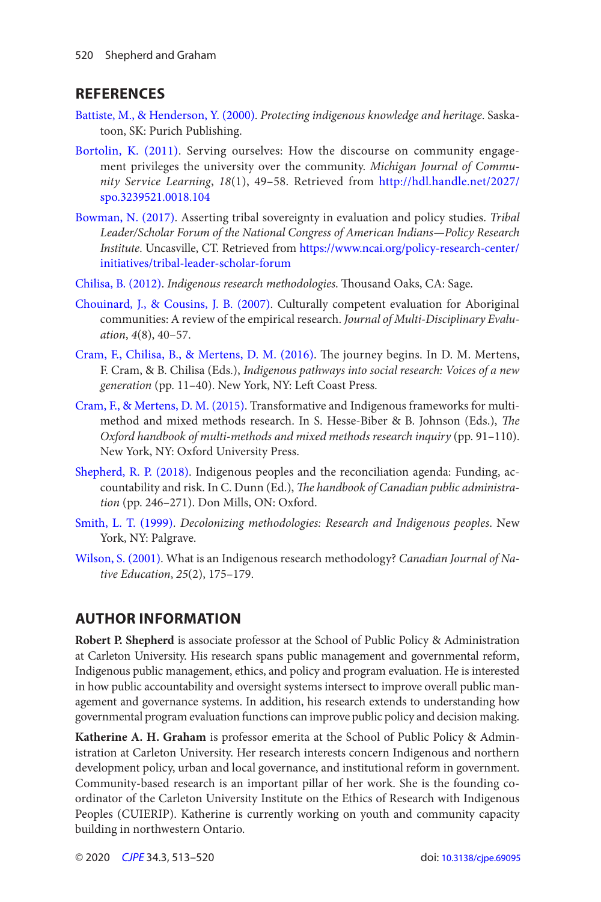## REFERENCES

Battiste, M., & Henderson, Y. (2000). *Protecting indigenous knowledge and heritage*. Saskatoon, SK: Purich Publishing.

Bortolin, K. (2011). Serving ourselves: How the discourse on community engagement privileges the university over the community. *Michigan Journal of Community Service Learning*, *18*(1), 49–58. Retrieved from http://hdl.handle.net/2027/spo.3239521.0018.104

Bowman, N. (2017). Asserting tribal sovereignty in evaluation and policy studies. *Tribal Leader/Scholar Forum of the National Congress of American Indians—Policy Research Institute*. Uncasville, CT. Retrieved from https://www.ncai.org/policy-research-center/initiatives/tribal-leader-scholar-forum

Chilisa, B. (2012). *Indigenous research methodologies*. Thousand Oaks, CA: Sage.

Chouinard, J., & Cousins, J. B. (2007). Culturally competent evaluation for Aboriginal communities: A review of the empirical research. *Journal of Multi-Disciplinary Evaluation*, *4*(8), 40–57.

Cram, F., Chilisa, B., & Mertens, D. M. (2016). The journey begins. In D. M. Mertens, F. Cram, & B. Chilisa (Eds.), *Indigenous pathways into social research: Voices of a new generation* (pp. 11–40). New York, NY: Left Coast Press.

Cram, F., & Mertens, D. M. (2015). Transformative and Indigenous frameworks for multi-method and mixed methods research. In S. Hesse-Biber & B. Johnson (Eds.), *The Oxford handbook of multi-methods and mixed methods research inquiry* (pp. 91–110). New York, NY: Oxford University Press.

Shepherd, R. P. (2018). Indigenous peoples and the reconciliation agenda: Funding, accountability and risk. In C. Dunn (Ed.), *The handbook of Canadian public administration* (pp. 246–271). Don Mills, ON: Oxford.

Smith, L. T. (1999). *Decolonizing methodologies: Research and Indigenous peoples*. New York, NY: Palgrave.

Wilson, S. (2001). What is an Indigenous research methodology? *Canadian Journal of Native Education*, *25*(2), 175–179.

## AUTHOR INFORMATION

**Robert P. Shepherd** is associate professor at the School of Public Policy & Administration at Carleton University. His research spans public management and governmental reform, Indigenous public management, ethics, and policy and program evaluation. He is interested in how public accountability and oversight systems intersect to improve overall public management and governance systems. In addition, his research extends to understanding how governmental program evaluation functions can improve public policy and decision making.

**Katherine A. H. Graham** is professor emerita at the School of Public Policy & Administration at Carleton University. Her research interests concern Indigenous and northern development policy, urban and local governance, and institutional reform in government. Community-based research is an important pillar of her work. She is the founding co-ordinator of the Carleton University Institute on the Ethics of Research with Indigenous Peoples (CUIERIP). Katherine is currently working on youth and community capacity building in northwestern Ontario.